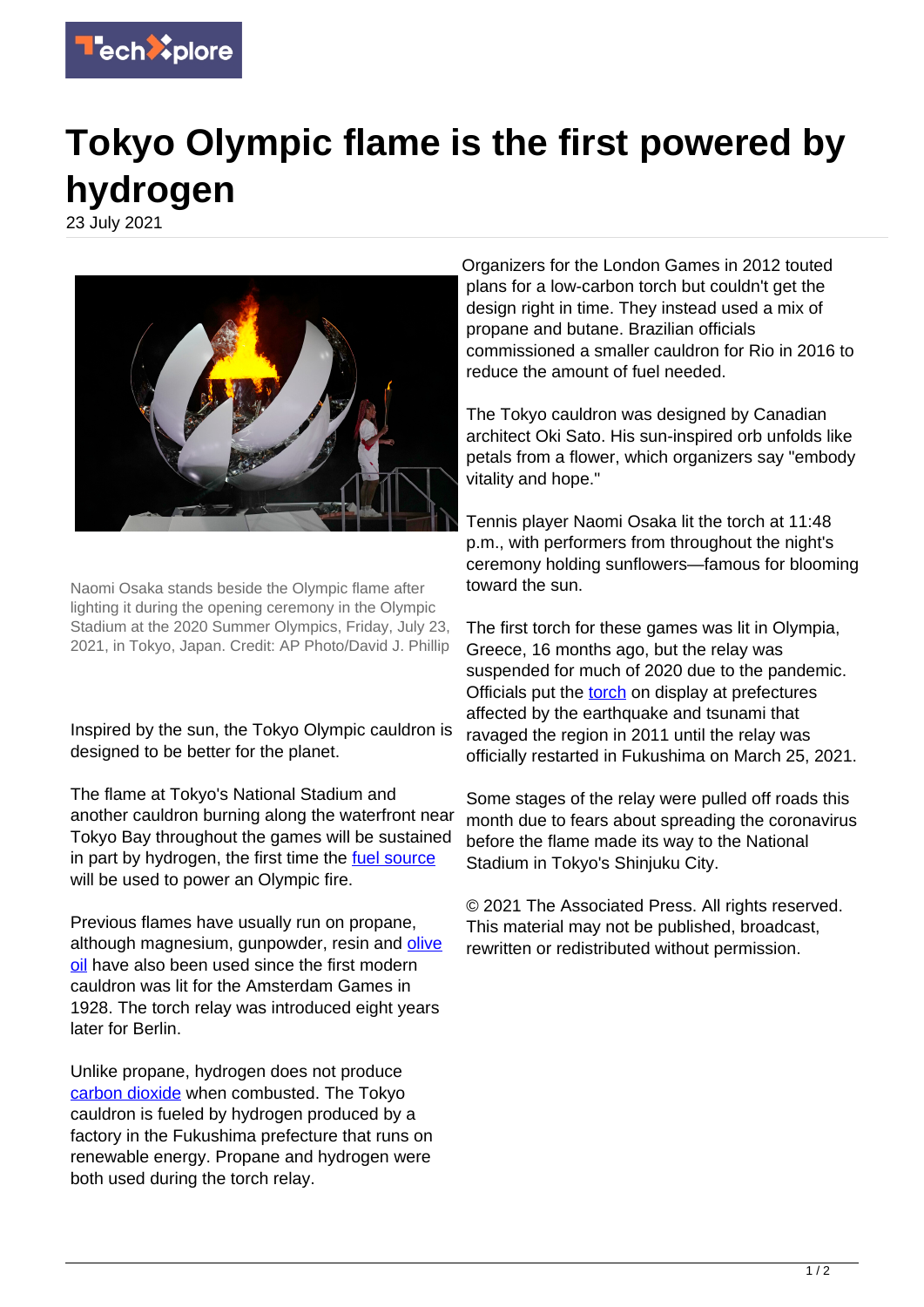# Tokyo Olympic flame is the first powered by hydrogen

23 July 2021

Naomi Osaka stands beside the Olympic flame after lighting it during the opening ceremony in the Olympic Stadium at the 2020 Summer Olympics, Friday, July 23, 2021, in Tokyo, Japan. Credit: AP Photo/David J. Phillip

Inspired by the sun, the Tokyo Olympic cauldron is designed to be better for the planet.

The flame at Tokyo's National Stadium and another cauldron burning along the waterfront near Tokyo Bay throughout the games will be sustained in part by hydrogen, the first time the fuel source will be used to power an Olympic fire.

Previous flames have usually run on propane, although magnesium, gunpowder, resin and olive oil have also been used since the first modern cauldron was lit for the Amsterdam Games in 1928. The torch relay was introduced eight years later for Berlin.

Unlike propane, hydrogen does not produce carbon dioxide when combusted. The Tokyo cauldron is fueled by hydrogen produced by a factory in the Fukushima prefecture that runs on renewable energy. Propane and hydrogen were both used during the torch relay.

Organizers for the London Games in 2012 touted plans for a low-carbon torch but couldn't get the design right in time. They instead used a mix of propane and butane. Brazilian officials commissioned a smaller cauldron for Rio in 2016 to reduce the amount of fuel needed.

The Tokyo cauldron was designed by Canadian architect Oki Sato. His sun-inspired orb unfolds like petals from a flower, which organizers say "embody vitality and hope."

Tennis player Naomi Osaka lit the torch at 11:48 p.m., with performers from throughout the night's ceremony holding sunflowers—famous for blooming toward the sun.

The first torch for these games was lit in Olympia, Greece, 16 months ago, but the relay was suspended for much of 2020 due to the pandemic. Officials put the torch on display at prefectures affected by the earthquake and tsunami that ravaged the region in 2011 until the relay was officially restarted in Fukushima on March 25, 2021.

Some stages of the relay were pulled off roads this month due to fears about spreading the coronavirus before the flame made its way to the National Stadium in Tokyo's Shinjuku City.

© 2021 The Associated Press. All rights reserved. This material may not be published, broadcast, rewritten or redistributed without permission.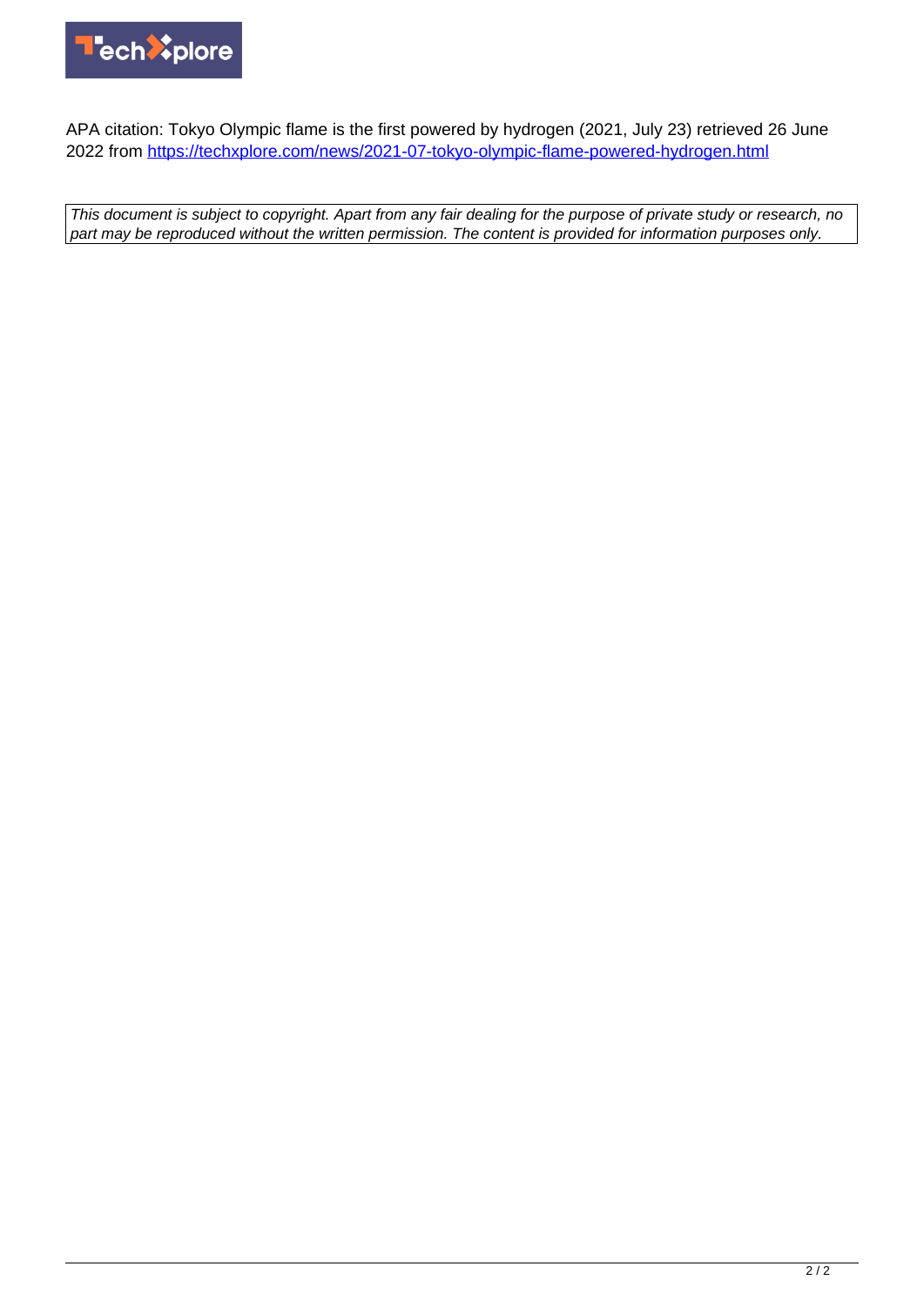APA citation: Tokyo Olympic flame is the first powered by hydrogen (2021, July 23) retrieved 26 June 2022 from https://techxplore.com/news/2021-07-tokyo-olympic-flame-powered-hydrogen.html

*This document is subject to copyright. Apart from any fair dealing for the purpose of private study or research, no part may be reproduced without the written permission. The content is provided for information purposes only.*